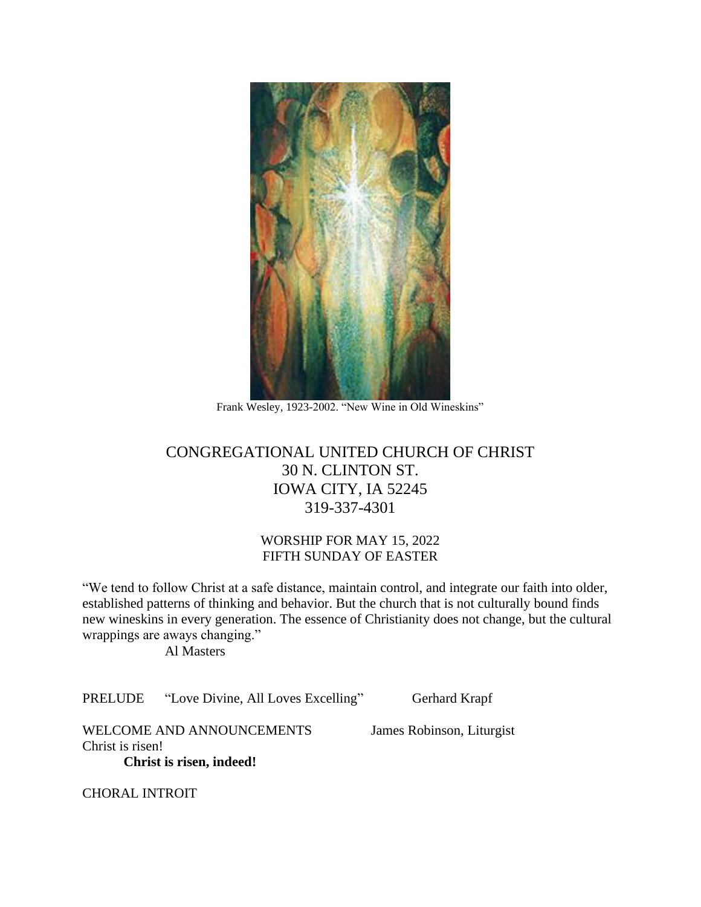Frank Wesley, 1923-2002. "New Wine in Old Wineskins"

# CONGREGATIONAL UNITED CHURCH OF CHRIST
30 N. CLINTON ST.
IOWA CITY, IA 52245
319-337-4301

## WORSHIP FOR MAY 15, 2022
FIFTH SUNDAY OF EASTER

"We tend to follow Christ at a safe distance, maintain control, and integrate our faith into older, established patterns of thinking and behavior. But the church that is not culturally bound finds new wineskins in every generation. The essence of Christianity does not change, but the cultural wrappings are aways changing."

Al Masters

PRELUDE "Love Divine, All Loves Excelling" Gerhard Krapf

WELCOME AND ANNOUNCEMENTS James Robinson, Liturgist

Christ is risen!

**Christ is risen, indeed!**

CHORAL INTROIT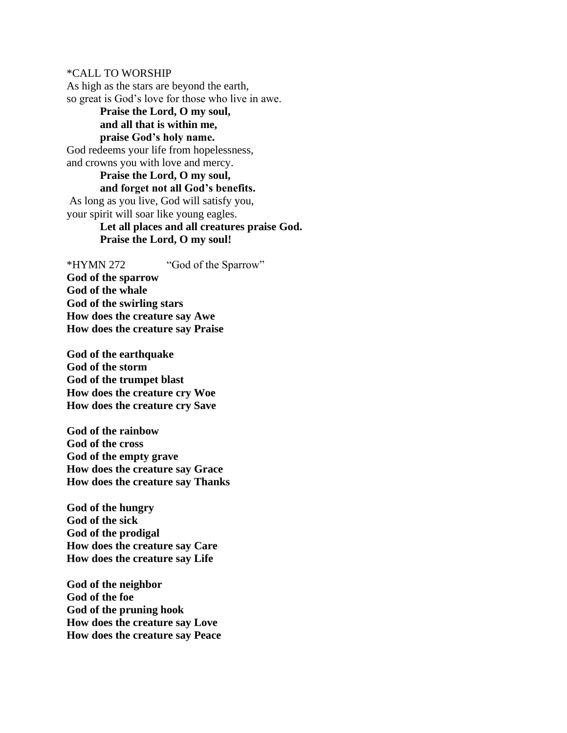*CALL TO WORSHIP

As high as the stars are beyond the earth,
so great is God's love for those who live in awe.

> **Praise the Lord, O my soul,**
> **and all that is within me,**
> **praise God's holy name.**

God redeems your life from hopelessness,
and crowns you with love and mercy.

> **Praise the Lord, O my soul,**
> **and forget not all God's benefits.**

As long as you live, God will satisfy you,
your spirit will soar like young eagles.

> **Let all places and all creatures praise God.**
> **Praise the Lord, O my soul!**

*HYMN 272 "God of the Sparrow"

**God of the sparrow**
**God of the whale**
**God of the swirling stars**
**How does the creature say Awe**
**How does the creature say Praise**

**God of the earthquake**
**God of the storm**
**God of the trumpet blast**
**How does the creature cry Woe**
**How does the creature cry Save**

**God of the rainbow**
**God of the cross**
**God of the empty grave**
**How does the creature say Grace**
**How does the creature say Thanks**

**God of the hungry**
**God of the sick**
**God of the prodigal**
**How does the creature say Care**
**How does the creature say Life**

**God of the neighbor**
**God of the foe**
**God of the pruning hook**
**How does the creature say Love**
**How does the creature say Peace**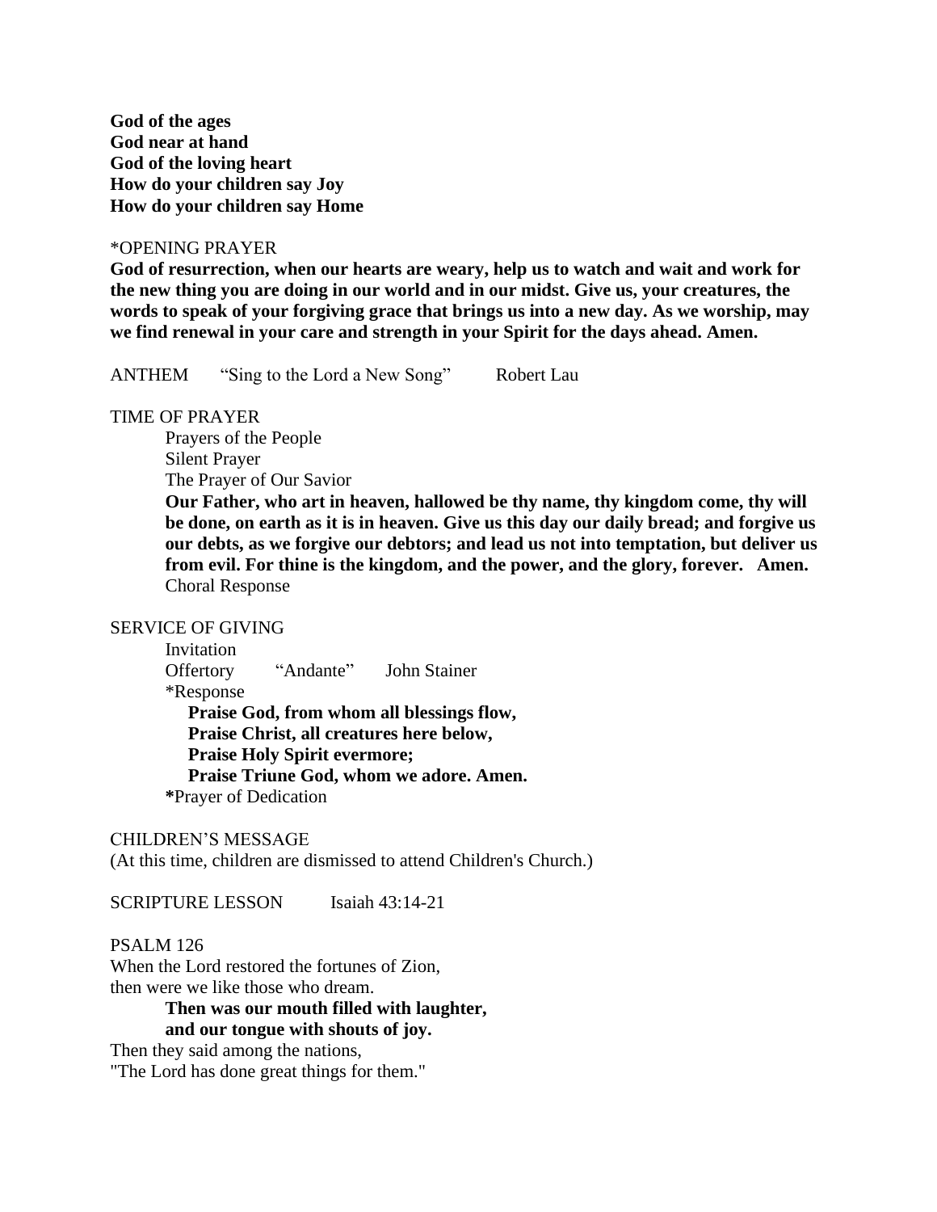**God of the ages**
**God near at hand**
**God of the loving heart**
**How do your children say Joy**
**How do your children say Home**

*OPENING PRAYER

**God of resurrection, when our hearts are weary, help us to watch and wait and work for the new thing you are doing in our world and in our midst. Give us, your creatures, the words to speak of your forgiving grace that brings us into a new day. As we worship, may we find renewal in your care and strength in your Spirit for the days ahead. Amen.**

ANTHEM "Sing to the Lord a New Song" Robert Lau

TIME OF PRAYER

Prayers of the People
Silent Prayer
The Prayer of Our Savior

**Our Father, who art in heaven, hallowed be thy name, thy kingdom come, thy will be done, on earth as it is in heaven. Give us this day our daily bread; and forgive us our debts, as we forgive our debtors; and lead us not into temptation, but deliver us from evil. For thine is the kingdom, and the power, and the glory, forever. Amen.**

Choral Response

SERVICE OF GIVING

Invitation
Offertory "Andante" John Stainer
*Response

**Praise God, from whom all blessings flow,**
**Praise Christ, all creatures here below,**
**Praise Holy Spirit evermore;**
**Praise Triune God, whom we adore. Amen.**

**\***Prayer of Dedication

CHILDREN'S MESSAGE
(At this time, children are dismissed to attend Children's Church.)

SCRIPTURE LESSON Isaiah 43:14-21

PSALM 126

When the Lord restored the fortunes of Zion,
then were we like those who dream.

**Then was our mouth filled with laughter,**
**and our tongue with shouts of joy.**

Then they said among the nations,
"The Lord has done great things for them."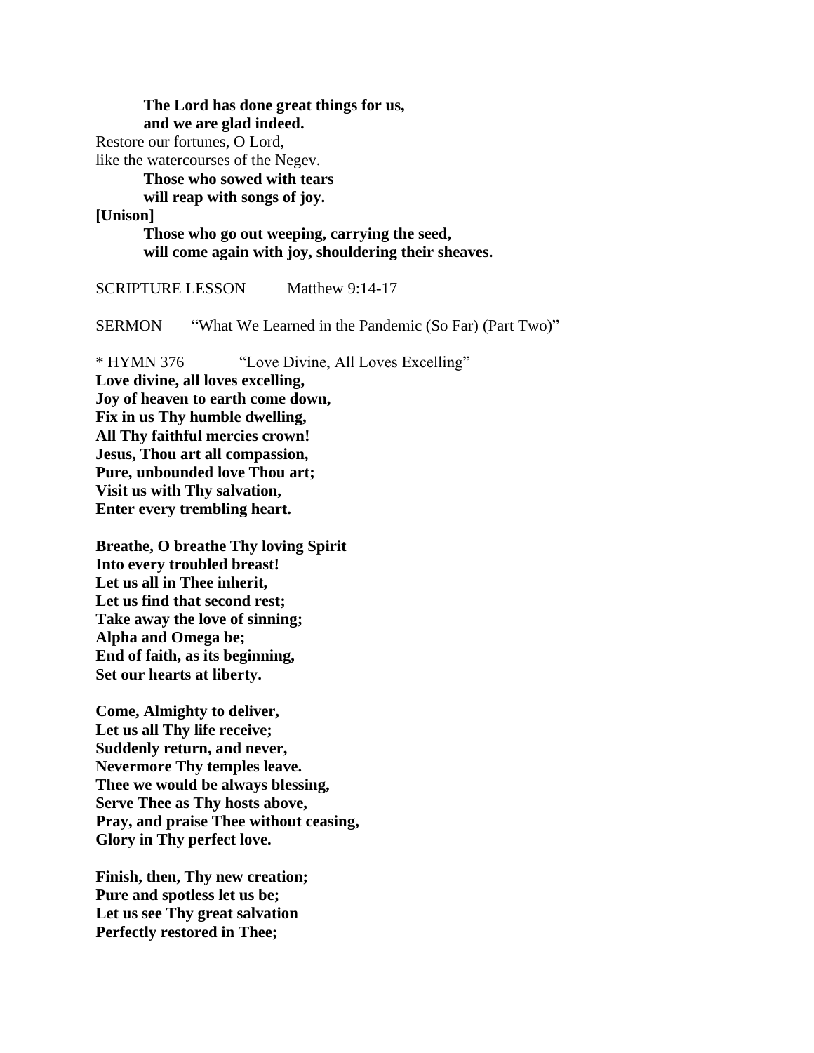**The Lord has done great things for us,**
**and we are glad indeed.**

Restore our fortunes, O Lord,
like the watercourses of the Negev.

**Those who sowed with tears**
**will reap with songs of joy.**

**[Unison]**

**Those who go out weeping, carrying the seed,**
**will come again with joy, shouldering their sheaves.**

SCRIPTURE LESSON Matthew 9:14-17

SERMON "What We Learned in the Pandemic (So Far) (Part Two)"

* HYMN 376 "Love Divine, All Loves Excelling"

**Love divine, all loves excelling,**
**Joy of heaven to earth come down,**
**Fix in us Thy humble dwelling,**
**All Thy faithful mercies crown!**
**Jesus, Thou art all compassion,**
**Pure, unbounded love Thou art;**
**Visit us with Thy salvation,**
**Enter every trembling heart.**

**Breathe, O breathe Thy loving Spirit**
**Into every troubled breast!**
**Let us all in Thee inherit,**
**Let us find that second rest;**
**Take away the love of sinning;**
**Alpha and Omega be;**
**End of faith, as its beginning,**
**Set our hearts at liberty.**

**Come, Almighty to deliver,**
**Let us all Thy life receive;**
**Suddenly return, and never,**
**Nevermore Thy temples leave.**
**Thee we would be always blessing,**
**Serve Thee as Thy hosts above,**
**Pray, and praise Thee without ceasing,**
**Glory in Thy perfect love.**

**Finish, then, Thy new creation;**
**Pure and spotless let us be;**
**Let us see Thy great salvation**
**Perfectly restored in Thee;**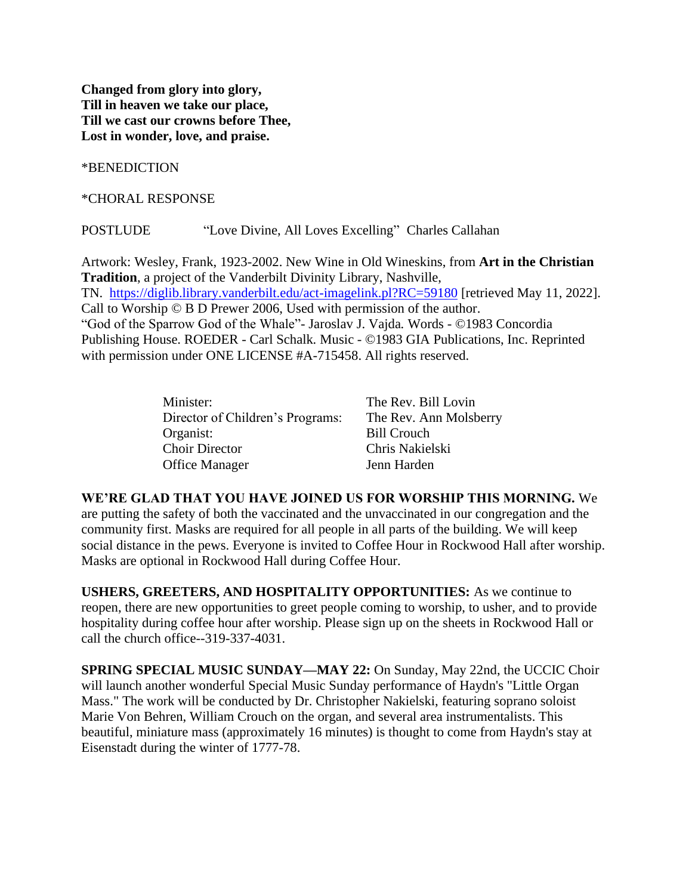**Changed from glory into glory,**
**Till in heaven we take our place,**
**Till we cast our crowns before Thee,**
**Lost in wonder, love, and praise.**

*BENEDICTION

*CHORAL RESPONSE

POSTLUDE "Love Divine, All Loves Excelling" Charles Callahan

Artwork: Wesley, Frank, 1923-2002. New Wine in Old Wineskins, from **Art in the Christian Tradition**, a project of the Vanderbilt Divinity Library, Nashville, TN. https://diglib.library.vanderbilt.edu/act-imagelink.pl?RC=59180 [retrieved May 11, 2022]. Call to Worship © B D Prewer 2006, Used with permission of the author.
"God of the Sparrow God of the Whale"- Jaroslav J. Vajda. Words - ©1983 Concordia Publishing House. ROEDER - Carl Schalk. Music - ©1983 GIA Publications, Inc. Reprinted with permission under ONE LICENSE #A-715458. All rights reserved.

| | |
|---|---|
| Minister: | The Rev. Bill Lovin |
| Director of Children's Programs: | The Rev. Ann Molsberry |
| Organist: | Bill Crouch |
| Choir Director | Chris Nakielski |
| Office Manager | Jenn Harden |

**WE'RE GLAD THAT YOU HAVE JOINED US FOR WORSHIP THIS MORNING.** We are putting the safety of both the vaccinated and the unvaccinated in our congregation and the community first. Masks are required for all people in all parts of the building. We will keep social distance in the pews. Everyone is invited to Coffee Hour in Rockwood Hall after worship. Masks are optional in Rockwood Hall during Coffee Hour.

**USHERS, GREETERS, AND HOSPITALITY OPPORTUNITIES:** As we continue to reopen, there are new opportunities to greet people coming to worship, to usher, and to provide hospitality during coffee hour after worship. Please sign up on the sheets in Rockwood Hall or call the church office--319-337-4031.

**SPRING SPECIAL MUSIC SUNDAY—MAY 22:** On Sunday, May 22nd, the UCCIC Choir will launch another wonderful Special Music Sunday performance of Haydn's "Little Organ Mass." The work will be conducted by Dr. Christopher Nakielski, featuring soprano soloist Marie Von Behren, William Crouch on the organ, and several area instrumentalists. This beautiful, miniature mass (approximately 16 minutes) is thought to come from Haydn's stay at Eisenstadt during the winter of 1777-78.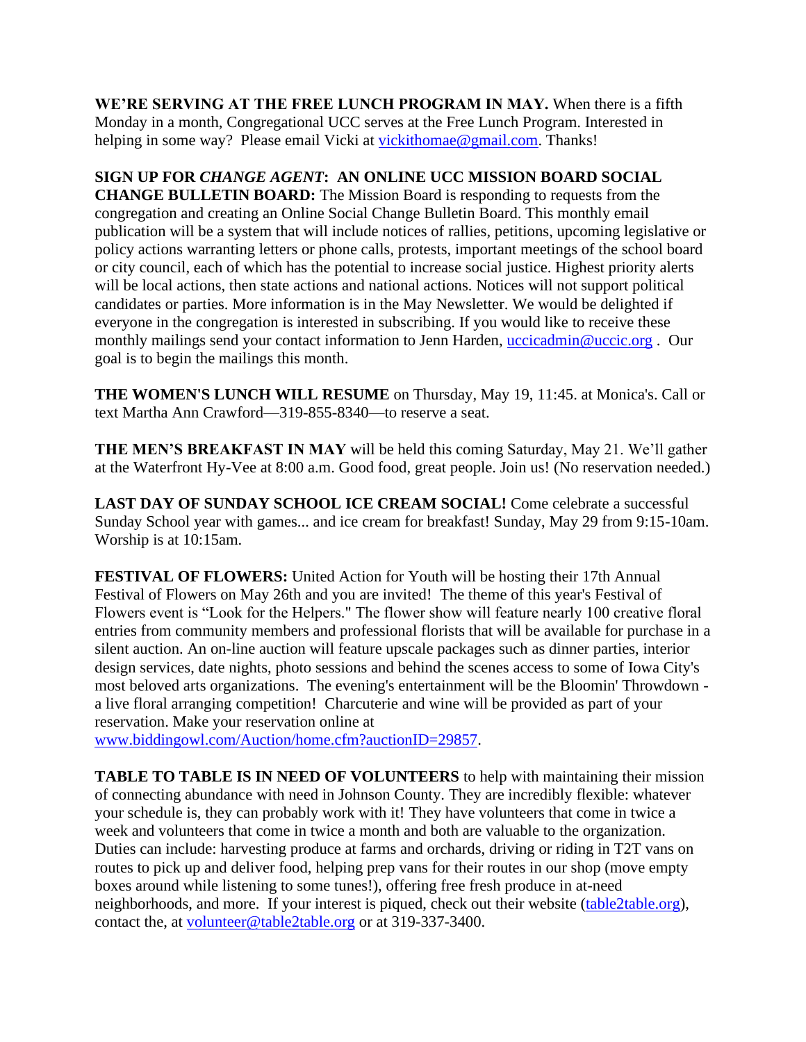**WE'RE SERVING AT THE FREE LUNCH PROGRAM IN MAY.** When there is a fifth Monday in a month, Congregational UCC serves at the Free Lunch Program. Interested in helping in some way? Please email Vicki at vickithomae@gmail.com. Thanks!

**SIGN UP FOR *CHANGE AGENT*: AN ONLINE UCC MISSION BOARD SOCIAL CHANGE BULLETIN BOARD:** The Mission Board is responding to requests from the congregation and creating an Online Social Change Bulletin Board. This monthly email publication will be a system that will include notices of rallies, petitions, upcoming legislative or policy actions warranting letters or phone calls, protests, important meetings of the school board or city council, each of which has the potential to increase social justice. Highest priority alerts will be local actions, then state actions and national actions. Notices will not support political candidates or parties. More information is in the May Newsletter. We would be delighted if everyone in the congregation is interested in subscribing. If you would like to receive these monthly mailings send your contact information to Jenn Harden, uccicadmin@uccic.org . Our goal is to begin the mailings this month.

**THE WOMEN'S LUNCH WILL RESUME** on Thursday, May 19, 11:45. at Monica's. Call or text Martha Ann Crawford—319-855-8340—to reserve a seat.

**THE MEN'S BREAKFAST IN MAY** will be held this coming Saturday, May 21. We'll gather at the Waterfront Hy-Vee at 8:00 a.m. Good food, great people. Join us! (No reservation needed.)

**LAST DAY OF SUNDAY SCHOOL ICE CREAM SOCIAL!** Come celebrate a successful Sunday School year with games... and ice cream for breakfast! Sunday, May 29 from 9:15-10am. Worship is at 10:15am.

**FESTIVAL OF FLOWERS:** United Action for Youth will be hosting their 17th Annual Festival of Flowers on May 26th and you are invited! The theme of this year's Festival of Flowers event is "Look for the Helpers." The flower show will feature nearly 100 creative floral entries from community members and professional florists that will be available for purchase in a silent auction. An on-line auction will feature upscale packages such as dinner parties, interior design services, date nights, photo sessions and behind the scenes access to some of Iowa City's most beloved arts organizations. The evening's entertainment will be the Bloomin' Throwdown - a live floral arranging competition! Charcuterie and wine will be provided as part of your reservation. Make your reservation online at www.biddingowl.com/Auction/home.cfm?auctionID=29857.

**TABLE TO TABLE IS IN NEED OF VOLUNTEERS** to help with maintaining their mission of connecting abundance with need in Johnson County. They are incredibly flexible: whatever your schedule is, they can probably work with it! They have volunteers that come in twice a week and volunteers that come in twice a month and both are valuable to the organization. Duties can include: harvesting produce at farms and orchards, driving or riding in T2T vans on routes to pick up and deliver food, helping prep vans for their routes in our shop (move empty boxes around while listening to some tunes!), offering free fresh produce in at-need neighborhoods, and more. If your interest is piqued, check out their website (table2table.org), contact the, at volunteer@table2table.org or at 319-337-3400.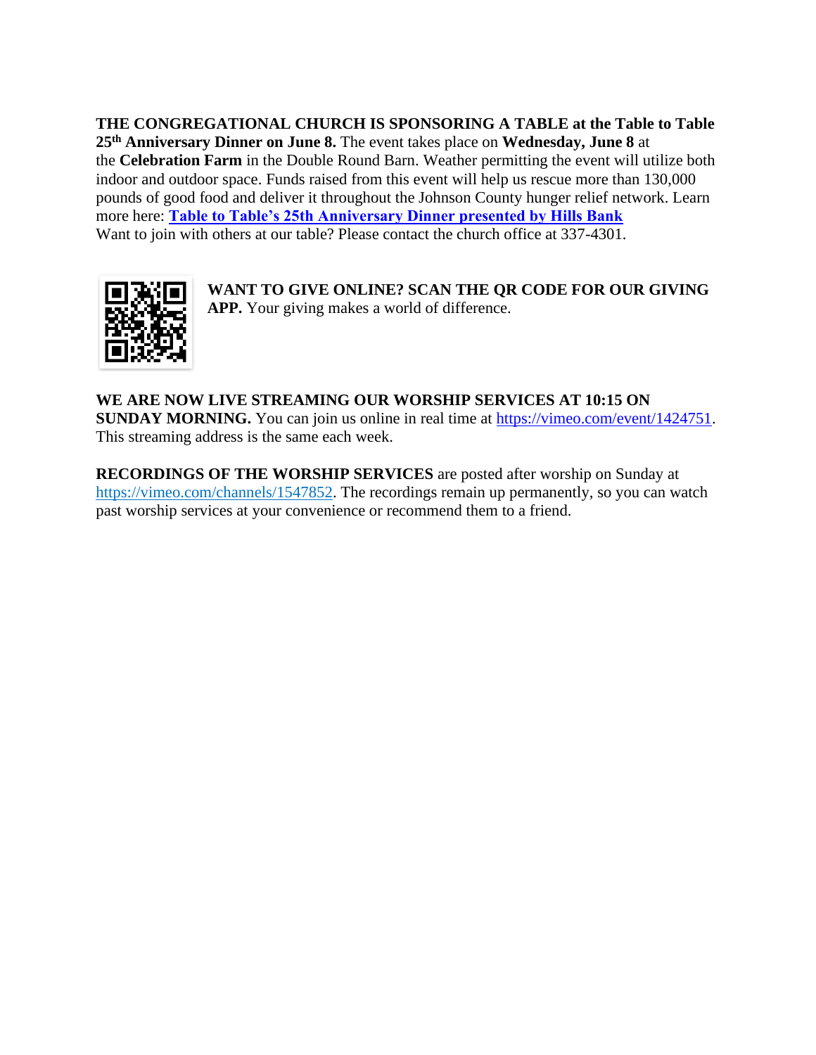**THE CONGREGATIONAL CHURCH IS SPONSORING A TABLE at the Table to Table 25th Anniversary Dinner on June 8.** The event takes place on **Wednesday, June 8** at the **Celebration Farm** in the Double Round Barn. Weather permitting the event will utilize both indoor and outdoor space. Funds raised from this event will help us rescue more than 130,000 pounds of good food and deliver it throughout the Johnson County hunger relief network. Learn more here: **Table to Table's 25th Anniversary Dinner presented by Hills Bank**
Want to join with others at our table? Please contact the church office at 337-4301.

**WANT TO GIVE ONLINE? SCAN THE QR CODE FOR OUR GIVING APP.** Your giving makes a world of difference.

**WE ARE NOW LIVE STREAMING OUR WORSHIP SERVICES AT 10:15 ON SUNDAY MORNING.** You can join us online in real time at https://vimeo.com/event/1424751. This streaming address is the same each week.

**RECORDINGS OF THE WORSHIP SERVICES** are posted after worship on Sunday at https://vimeo.com/channels/1547852. The recordings remain up permanently, so you can watch past worship services at your convenience or recommend them to a friend.